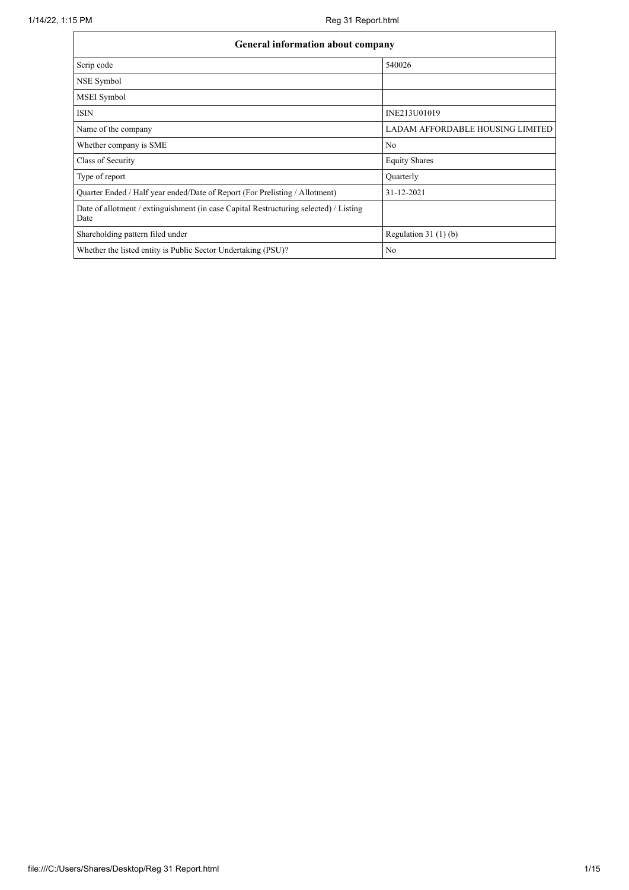| General information about company | |
|---|---|
| Scrip code | 540026 |
| NSE Symbol | |
| MSEI Symbol | |
| ISIN | INE213U01019 |
| Name of the company | LADAM AFFORDABLE HOUSING LIMITED |
| Whether company is SME | No |
| Class of Security | Equity Shares |
| Type of report | Quarterly |
| Quarter Ended / Half year ended/Date of Report (For Prelisting / Allotment) | 31-12-2021 |
| Date of allotment / extinguishment (in case Capital Restructuring selected) / Listing Date | |
| Shareholding pattern filed under | Regulation 31 (1) (b) |
| Whether the listed entity is Public Sector Undertaking (PSU)? | No |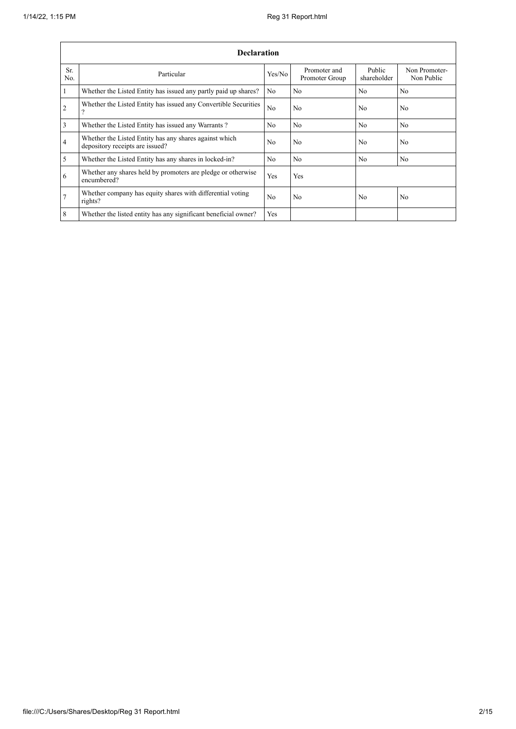| Declaration | | | | | |
|---|---|---|---|---|---|
| Sr. No. | Particular | Yes/No | Promoter and Promoter Group | Public shareholder | Non Promoter- Non Public |
| 1 | Whether the Listed Entity has issued any partly paid up shares? | No | No | No | No |
| 2 | Whether the Listed Entity has issued any Convertible Securities ? | No | No | No | No |
| 3 | Whether the Listed Entity has issued any Warrants ? | No | No | No | No |
| 4 | Whether the Listed Entity has any shares against which depository receipts are issued? | No | No | No | No |
| 5 | Whether the Listed Entity has any shares in locked-in? | No | No | No | No |
| 6 | Whether any shares held by promoters are pledge or otherwise encumbered? | Yes | Yes | | |
| 7 | Whether company has equity shares with differential voting rights? | No | No | No | No |
| 8 | Whether the listed entity has any significant beneficial owner? | Yes | | | |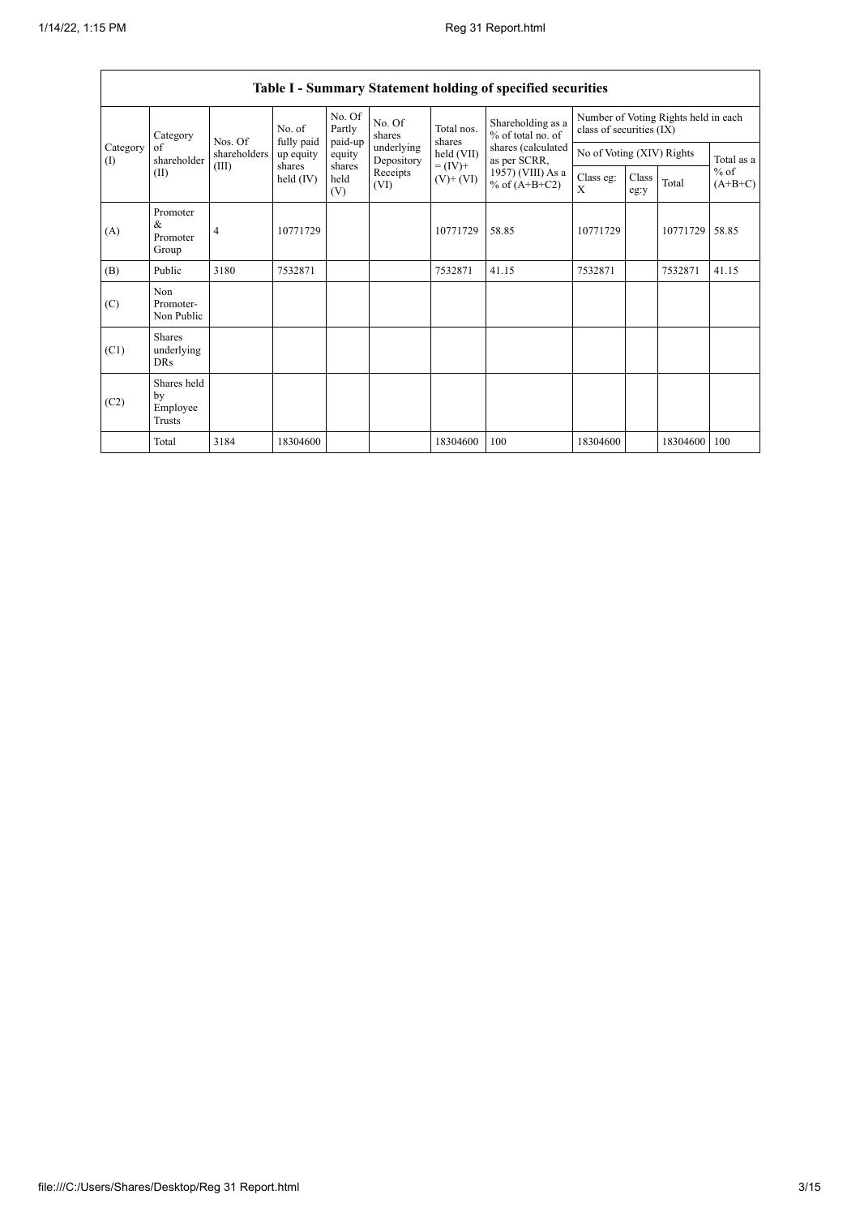## Table I - Summary Statement holding of specified securities

| Category (I) | Category of shareholder (II) | Nos. Of shareholders (III) | No. of fully paid up equity shares held (IV) | No. Of Partly paid-up equity shares held (V) | No. Of shares underlying Depository Receipts (VI) | Total nos. shares held (VII) = (IV)+ (V)+ (VI) | Shareholding as a % of total no. of shares (calculated as per SCRR, 1957) (VIII) As a % of (A+B+C2) | Number of Voting Rights held in each class of securities (IX) | | | |
|---|---|---|---|---|---|---|---|---|---|---|---|
| | | | | | | | | No of Voting (XIV) Rights | | | Total as a % of (A+B+C) |
| | | | | | | | | Class eg: X | Class eg:y | Total | |
| (A) | Promoter & Promoter Group | 4 | 10771729 | | | 10771729 | 58.85 | 10771729 | | 10771729 | 58.85 |
| (B) | Public | 3180 | 7532871 | | | 7532871 | 41.15 | 7532871 | | 7532871 | 41.15 |
| (C) | Non Promoter- Non Public | | | | | | | | | | |
| (C1) | Shares underlying DRs | | | | | | | | | | |
| (C2) | Shares held by Employee Trusts | | | | | | | | | | |
| | Total | 3184 | 18304600 | | | 18304600 | 100 | 18304600 | | 18304600 | 100 |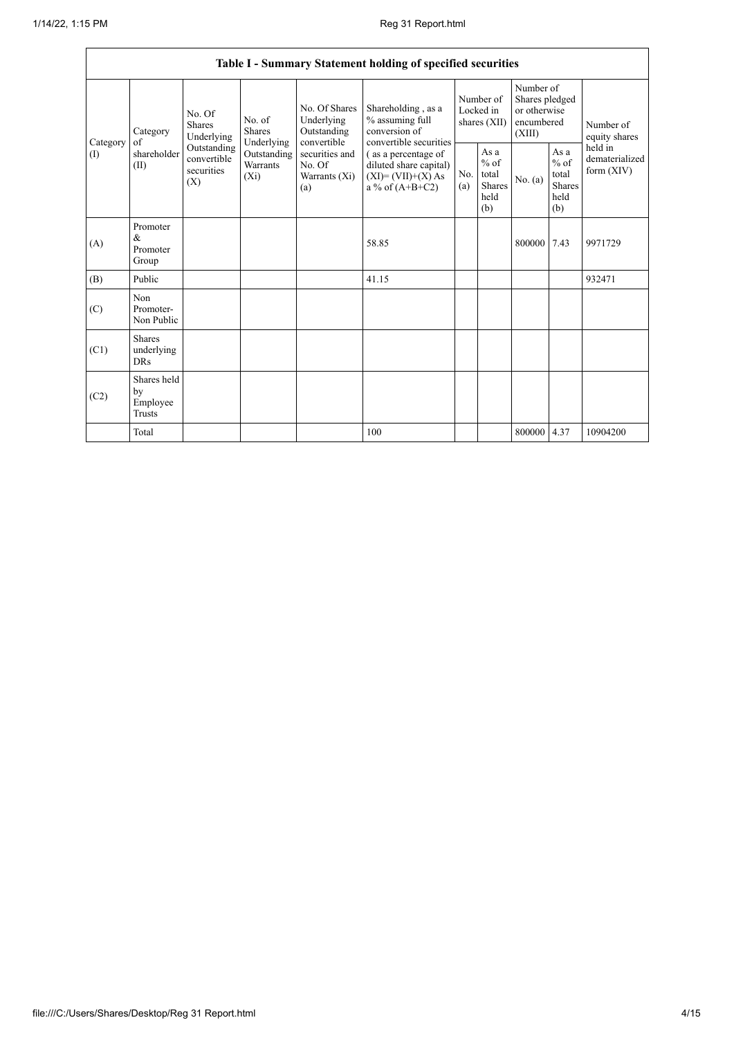| Table I - Summary Statement holding of specified securities | | | | | | | | | | |
|---|---|---|---|---|---|---|---|---|---|---|
| Category (I) | Category of shareholder (II) | No. Of Shares Underlying Outstanding convertible securities (X) | No. of Shares Underlying Outstanding Warrants (Xi) | No. Of Shares Underlying Outstanding convertible securities and No. Of Warrants (Xi) (a) | Shareholding , as a % assuming full conversion of convertible securities ( as a percentage of diluted share capital) (XI)= (VII)+(X) As a % of (A+B+C2) | Number of Locked in shares (XII) | | Number of Shares pledged or otherwise encumbered (XIII) | | Number of equity shares held in dematerialized form (XIV) |
| | | | | | | No. (a) | As a % of total Shares held (b) | No. (a) | As a % of total Shares held (b) | |
| (A) | Promoter & Promoter Group | | | | 58.85 | | | 800000 | 7.43 | 9971729 |
| (B) | Public | | | | 41.15 | | | | | 932471 |
| (C) | Non Promoter- Non Public | | | | | | | | | |
| (C1) | Shares underlying DRs | | | | | | | | | |
| (C2) | Shares held by Employee Trusts | | | | | | | | | |
| | Total | | | | 100 | | | 800000 | 4.37 | 10904200 |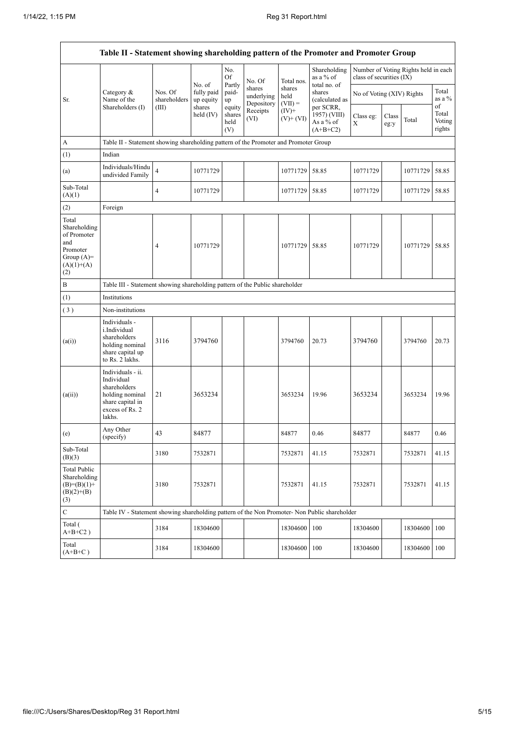| Table II - Statement showing shareholding pattern of the Promoter and Promoter Group | | | | | | | | | | | |
|---|---|---|---|---|---|---|---|---|---|---|---|
| Sr. | Category & Name of the Shareholders (I) | Nos. Of shareholders (III) | No. of fully paid up equity shares held (IV) | No. Of Partly paid-up equity shares held (V) | No. Of shares underlying Depository Receipts (VI) | Total nos. shares held (VII) = (IV)+ (V)+ (VI) | Shareholding as a % of total no. of shares (calculated as per SCRR, 1957) (VIII) As a % of (A+B+C2) | Number of Voting Rights held in each class of securities (IX) | | | |
| | | | | | | | | No of Voting (XIV) Rights | | | Total as a % of Total Voting rights |
| | | | | | | | | Class eg: X | Class eg:y | Total | |
| A | Table II - Statement showing shareholding pattern of the Promoter and Promoter Group | | | | | | | | | | |
| (1) | Indian | | | | | | | | | | |
| (a) | Individuals/Hindu undivided Family | 4 | 10771729 | | | 10771729 | 58.85 | 10771729 | | 10771729 | 58.85 |
| Sub-Total (A)(1) | | 4 | 10771729 | | | 10771729 | 58.85 | 10771729 | | 10771729 | 58.85 |
| (2) | Foreign | | | | | | | | | | |
| Total Shareholding of Promoter and Promoter Group (A)=(A)(1)+(A)(2) | | 4 | 10771729 | | | 10771729 | 58.85 | 10771729 | | 10771729 | 58.85 |
| B | Table III - Statement showing shareholding pattern of the Public shareholder | | | | | | | | | | |
| (1) | Institutions | | | | | | | | | | |
| (3) | Non-institutions | | | | | | | | | | |
| (a(i)) | Individuals - i.Individual shareholders holding nominal share capital up to Rs. 2 lakhs. | 3116 | 3794760 | | | 3794760 | 20.73 | 3794760 | | 3794760 | 20.73 |
| (a(ii)) | Individuals - ii. Individual shareholders holding nominal share capital in excess of Rs. 2 lakhs. | 21 | 3653234 | | | 3653234 | 19.96 | 3653234 | | 3653234 | 19.96 |
| (e) | Any Other (specify) | 43 | 84877 | | | 84877 | 0.46 | 84877 | | 84877 | 0.46 |
| Sub-Total (B)(3) | | 3180 | 7532871 | | | 7532871 | 41.15 | 7532871 | | 7532871 | 41.15 |
| Total Public Shareholding (B)=(B)(1)+(B)(2)+(B)(3) | | 3180 | 7532871 | | | 7532871 | 41.15 | 7532871 | | 7532871 | 41.15 |
| C | Table IV - Statement showing shareholding pattern of the Non Promoter- Non Public shareholder | | | | | | | | | | |
| Total ( A+B+C2 ) | | 3184 | 18304600 | | | 18304600 | 100 | 18304600 | | 18304600 | 100 |
| Total (A+B+C ) | | 3184 | 18304600 | | | 18304600 | 100 | 18304600 | | 18304600 | 100 |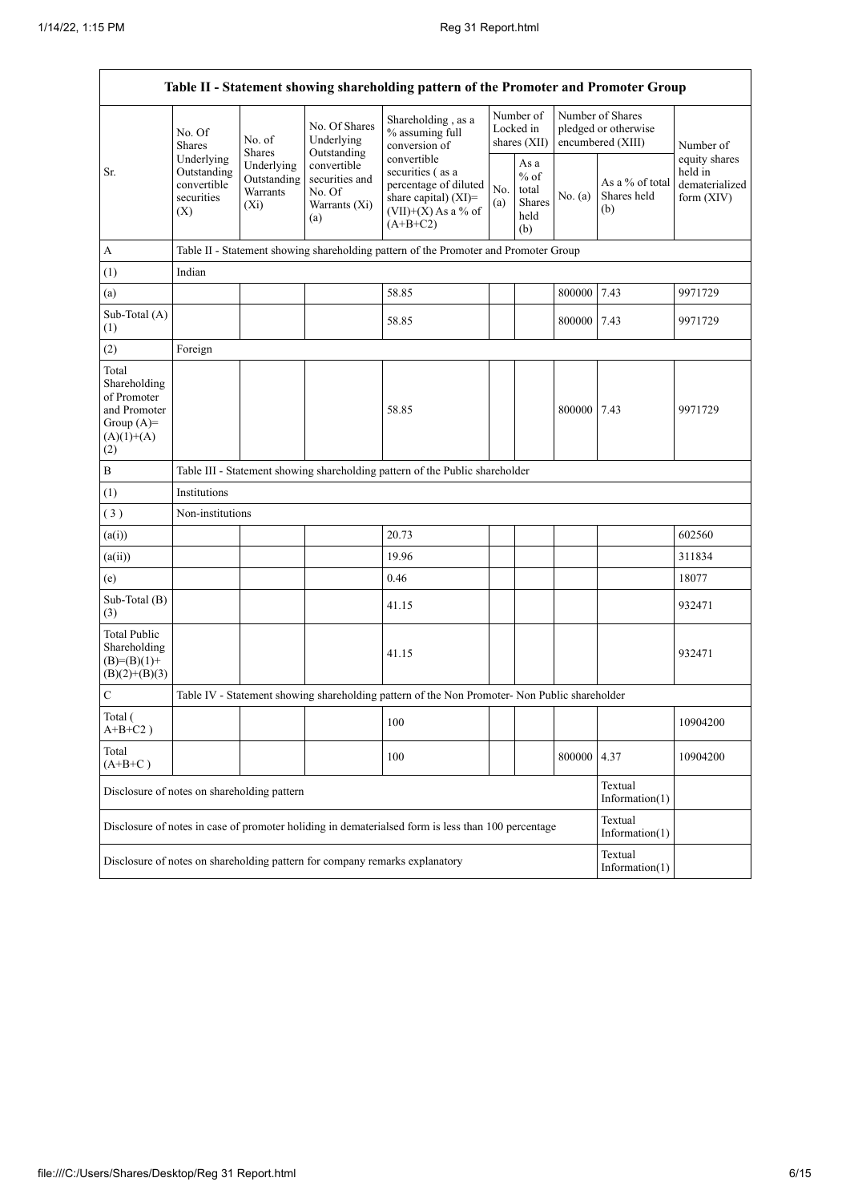| Table II - Statement showing shareholding pattern of the Promoter and Promoter Group | | | | | | | | | |
|---|---|---|---|---|---|---|---|---|---|
| Sr. | No. Of Shares Underlying Outstanding convertible securities (X) | No. of Shares Underlying Outstanding Warrants (Xi) | No. Of Shares Underlying Outstanding convertible securities and No. Of Warrants (Xi) (a) | Shareholding , as a % assuming full conversion of convertible securities ( as a percentage of diluted share capital) (XI)= (VII)+(X) As a % of (A+B+C2) | Number of Locked in shares (XII) | | Number of Shares pledged or otherwise encumbered (XIII) | | Number of equity shares held in dematerialized form (XIV) |
| | | | | | No. (a) | As a % of total Shares held (b) | No. (a) | As a % of total Shares held (b) | |
| A | Table II - Statement showing shareholding pattern of the Promoter and Promoter Group | | | | | | | | |
| (1) | Indian | | | | | | | | |
| (a) | | | | 58.85 | | | 800000 | 7.43 | 9971729 |
| Sub-Total (A) (1) | | | | 58.85 | | | 800000 | 7.43 | 9971729 |
| (2) | Foreign | | | | | | | | |
| Total Shareholding of Promoter and Promoter Group (A)= (A)(1)+(A)(2) | | | | 58.85 | | | 800000 | 7.43 | 9971729 |
| B | Table III - Statement showing shareholding pattern of the Public shareholder | | | | | | | | |
| (1) | Institutions | | | | | | | | |
| ( 3 ) | Non-institutions | | | | | | | | |
| (a(i)) | | | | 20.73 | | | | | 602560 |
| (a(ii)) | | | | 19.96 | | | | | 311834 |
| (e) | | | | 0.46 | | | | | 18077 |
| Sub-Total (B) (3) | | | | 41.15 | | | | | 932471 |
| Total Public Shareholding (B)=(B)(1)+(B)(2)+(B)(3) | | | | 41.15 | | | | | 932471 |
| C | Table IV - Statement showing shareholding pattern of the Non Promoter- Non Public shareholder | | | | | | | | |
| Total ( A+B+C2 ) | | | | 100 | | | | | 10904200 |
| Total (A+B+C ) | | | | 100 | | | 800000 | 4.37 | 10904200 |
| Disclosure of notes on shareholding pattern | | | | | | | | Textual Information(1) | |
| Disclosure of notes in case of promoter holiding in dematerialsed form is less than 100 percentage | | | | | | | | Textual Information(1) | |
| Disclosure of notes on shareholding pattern for company remarks explanatory | | | | | | | | Textual Information(1) | |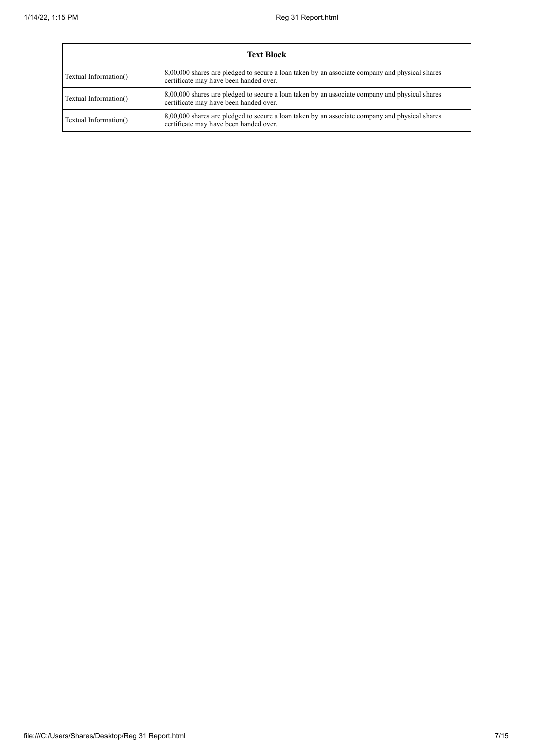| Text Block | |
|---|---|
| Textual Information() | 8,00,000 shares are pledged to secure a loan taken by an associate company and physical shares certificate may have been handed over. |
| Textual Information() | 8,00,000 shares are pledged to secure a loan taken by an associate company and physical shares certificate may have been handed over. |
| Textual Information() | 8,00,000 shares are pledged to secure a loan taken by an associate company and physical shares certificate may have been handed over. |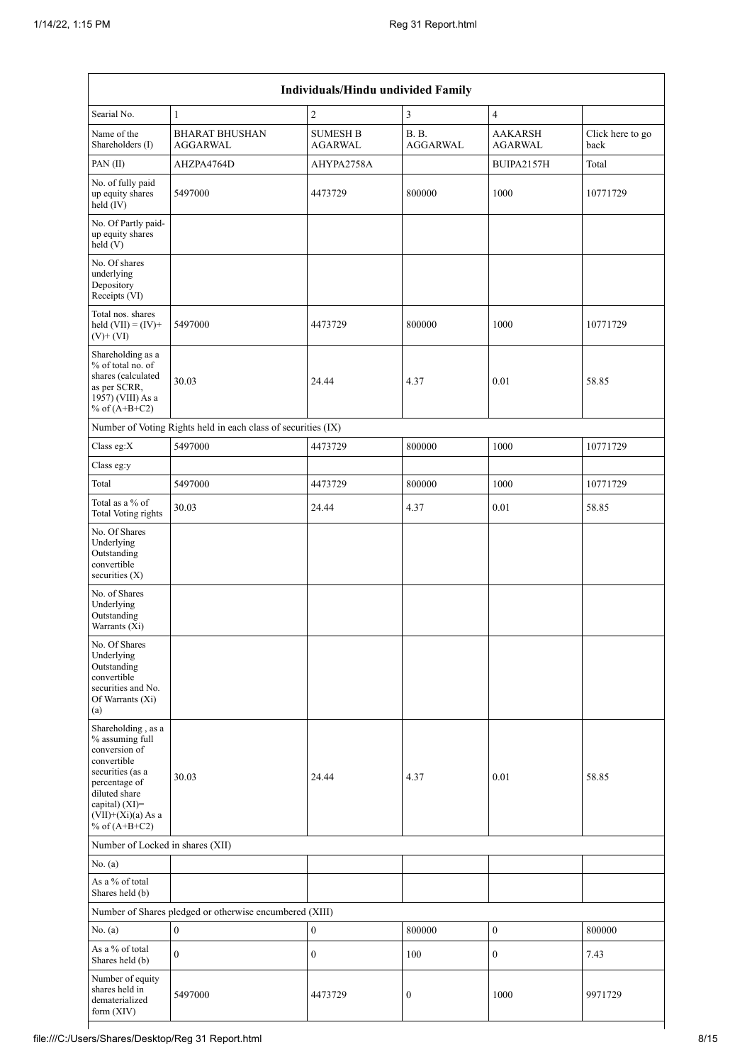| Individuals/Hindu undivided Family | | | | | |
|---|---|---|---|---|---|
| Searial No. | 1 | 2 | 3 | 4 | |
| Name of the Shareholders (I) | BHARAT BHUSHAN AGGARWAL | SUMESH B AGARWAL | B. B. AGGARWAL | AAKARSH AGARWAL | Click here to go back |
| PAN (II) | AHZPA4764D | AHYPA2758A | | BUIPA2157H | Total |
| No. of fully paid up equity shares held (IV) | 5497000 | 4473729 | 800000 | 1000 | 10771729 |
| No. Of Partly paid-up equity shares held (V) | | | | | |
| No. Of shares underlying Depository Receipts (VI) | | | | | |
| Total nos. shares held (VII) = (IV)+ (V)+ (VI) | 5497000 | 4473729 | 800000 | 1000 | 10771729 |
| Shareholding as a % of total no. of shares (calculated as per SCRR, 1957) (VIII) As a % of (A+B+C2) | 30.03 | 24.44 | 4.37 | 0.01 | 58.85 |
| Number of Voting Rights held in each class of securities (IX) | | | | | |
| Class eg:X | 5497000 | 4473729 | 800000 | 1000 | 10771729 |
| Class eg:y | | | | | |
| Total | 5497000 | 4473729 | 800000 | 1000 | 10771729 |
| Total as a % of Total Voting rights | 30.03 | 24.44 | 4.37 | 0.01 | 58.85 |
| No. Of Shares Underlying Outstanding convertible securities (X) | | | | | |
| No. of Shares Underlying Outstanding Warrants (Xi) | | | | | |
| No. Of Shares Underlying Outstanding convertible securities and No. Of Warrants (Xi) (a) | | | | | |
| Shareholding , as a % assuming full conversion of convertible securities (as a percentage of diluted share capital) (XI)= (VII)+(Xi)(a) As a % of (A+B+C2) | 30.03 | 24.44 | 4.37 | 0.01 | 58.85 |
| Number of Locked in shares (XII) | | | | | |
| No. (a) | | | | | |
| As a % of total Shares held (b) | | | | | |
| Number of Shares pledged or otherwise encumbered (XIII) | | | | | |
| No. (a) | 0 | 0 | 800000 | 0 | 800000 |
| As a % of total Shares held (b) | 0 | 0 | 100 | 0 | 7.43 |
| Number of equity shares held in dematerialized form (XIV) | 5497000 | 4473729 | 0 | 1000 | 9971729 |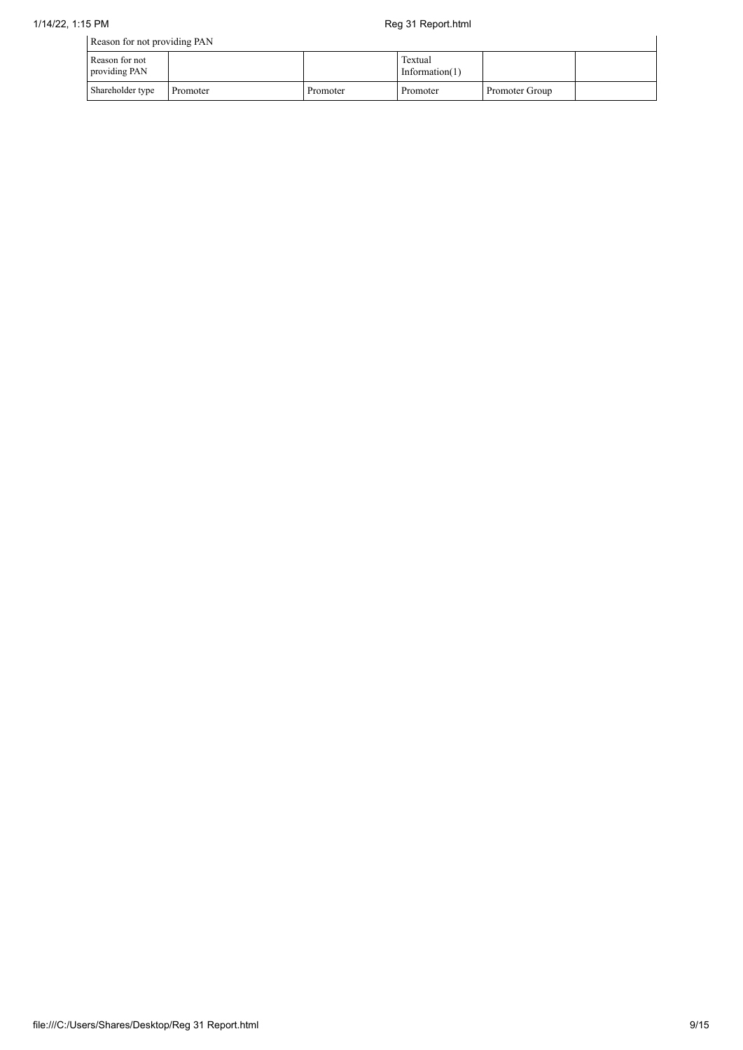| Reason for not providing PAN | | | | | |
|---|---|---|---|---|---|
| Reason for not providing PAN | | | Textual Information(1) | | |
| Shareholder type | Promoter | Promoter | Promoter | Promoter Group | |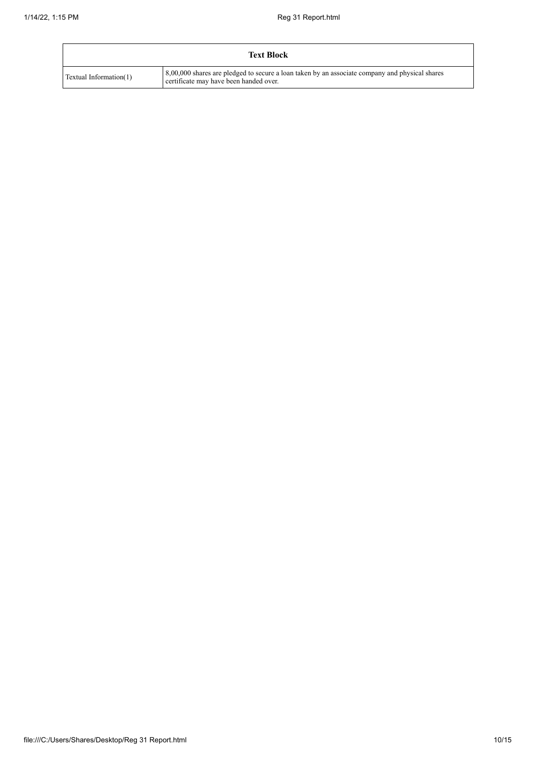| Text Block | |
| --- | --- |
| Textual Information(1) | 8,00,000 shares are pledged to secure a loan taken by an associate company and physical shares certificate may have been handed over. |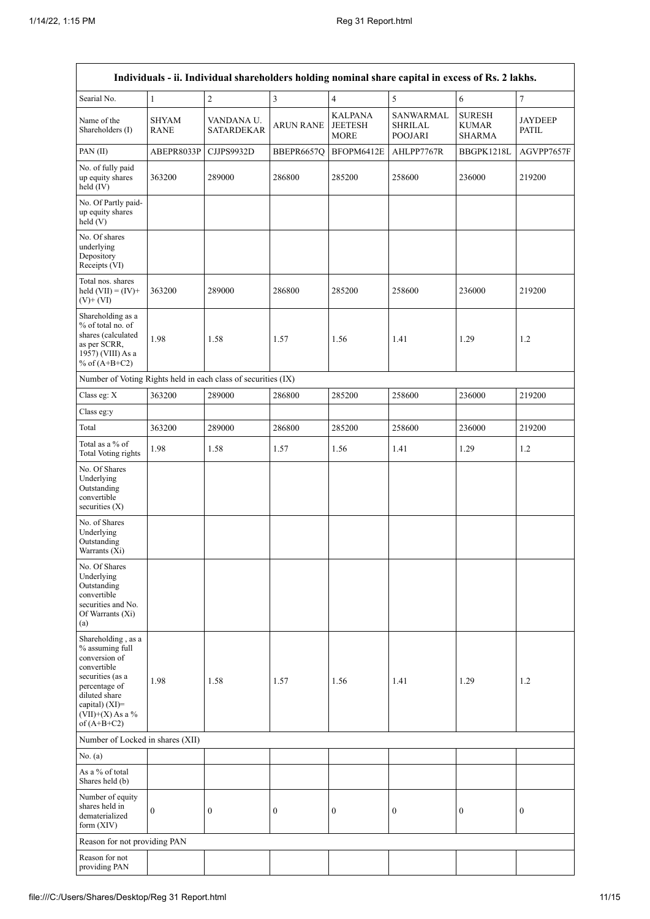| Individuals - ii. Individual shareholders holding nominal share capital in excess of Rs. 2 lakhs. | | | | | | | |
|---|---|---|---|---|---|---|---|
| Searial No. | 1 | 2 | 3 | 4 | 5 | 6 | 7 |
| Name of the Shareholders (I) | SHYAM RANE | VANDANA U. SATARDEKAR | ARUN RANE | KALPANA JEETESH MORE | SANWARMAL SHRILAL POOJARI | SURESH KUMAR SHARMA | JAYDEEP PATIL |
| PAN (II) | ABEPR8033P | CJJPS9932D | BBEPR6657Q | BFOPM6412E | AHLPP7767R | BBGPK1218L | AGVPP7657F |
| No. of fully paid up equity shares held (IV) | 363200 | 289000 | 286800 | 285200 | 258600 | 236000 | 219200 |
| No. Of Partly paid-up equity shares held (V) | | | | | | | |
| No. Of shares underlying Depository Receipts (VI) | | | | | | | |
| Total nos. shares held (VII) = (IV)+(V)+ (VI) | 363200 | 289000 | 286800 | 285200 | 258600 | 236000 | 219200 |
| Shareholding as a % of total no. of shares (calculated as per SCRR, 1957) (VIII) As a % of (A+B+C2) | 1.98 | 1.58 | 1.57 | 1.56 | 1.41 | 1.29 | 1.2 |
| Number of Voting Rights held in each class of securities (IX) | | | | | | | |
| Class eg: X | 363200 | 289000 | 286800 | 285200 | 258600 | 236000 | 219200 |
| Class eg:y | | | | | | | |
| Total | 363200 | 289000 | 286800 | 285200 | 258600 | 236000 | 219200 |
| Total as a % of Total Voting rights | 1.98 | 1.58 | 1.57 | 1.56 | 1.41 | 1.29 | 1.2 |
| No. Of Shares Underlying Outstanding convertible securities (X) | | | | | | | |
| No. of Shares Underlying Outstanding Warrants (Xi) | | | | | | | |
| No. Of Shares Underlying Outstanding convertible securities and No. Of Warrants (Xi) (a) | | | | | | | |
| Shareholding , as a % assuming full conversion of convertible securities (as a percentage of diluted share capital) (XI)= (VII)+(X) As a % of (A+B+C2) | 1.98 | 1.58 | 1.57 | 1.56 | 1.41 | 1.29 | 1.2 |
| Number of Locked in shares (XII) | | | | | | | |
| No. (a) | | | | | | | |
| As a % of total Shares held (b) | | | | | | | |
| Number of equity shares held in dematerialized form (XIV) | 0 | 0 | 0 | 0 | 0 | 0 | 0 |
| Reason for not providing PAN | | | | | | | |
| Reason for not providing PAN | | | | | | | |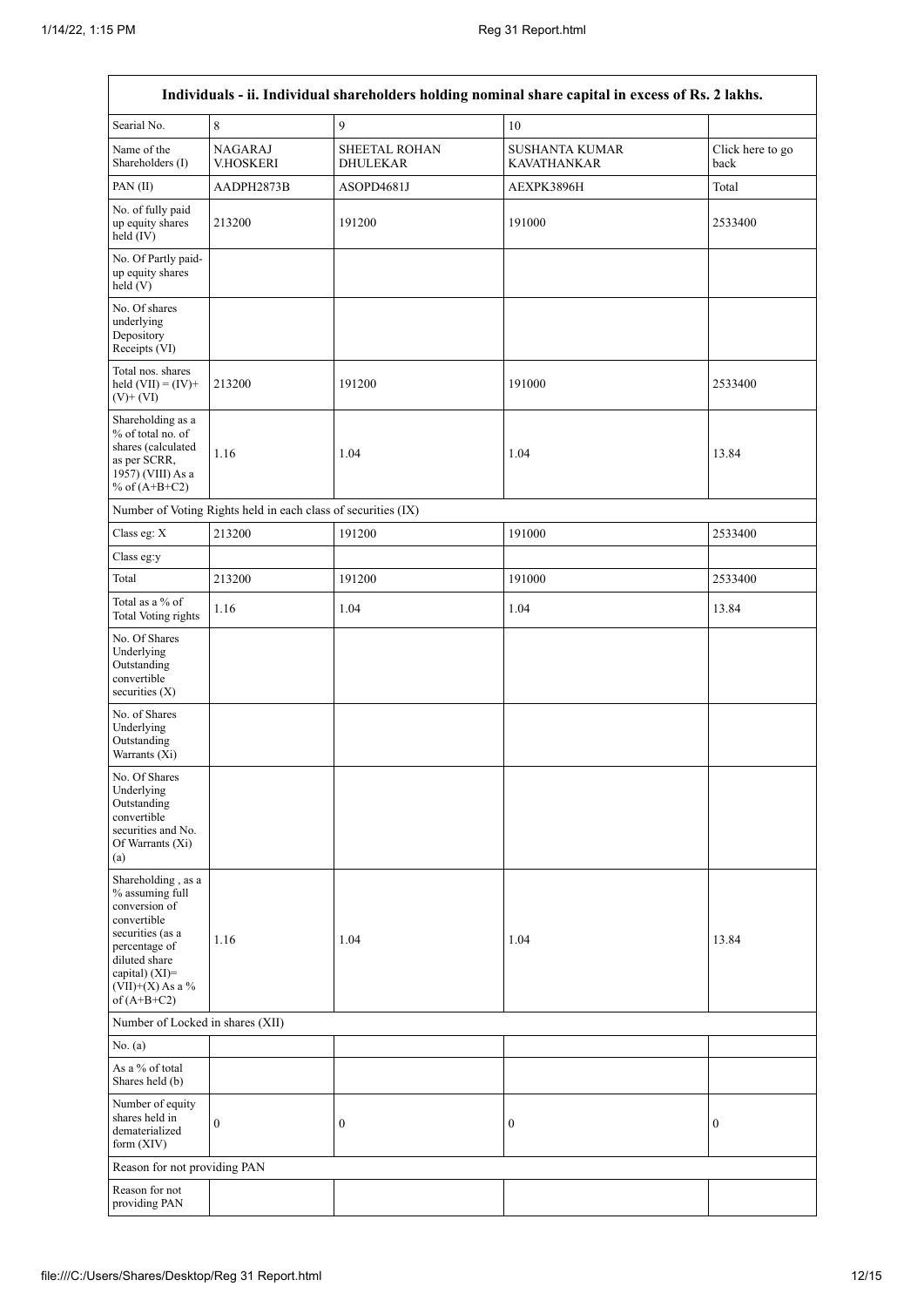| Individuals - ii. Individual shareholders holding nominal share capital in excess of Rs. 2 lakhs. | | | | |
|---|---|---|---|---|
| Searial No. | 8 | 9 | 10 | |
| Name of the Shareholders (I) | NAGARAJ V.HOSKERI | SHEETAL ROHAN DHULEKAR | SUSHANTA KUMAR KAVATHANKAR | Click here to go back |
| PAN (II) | AADPH2873B | ASOPD4681J | AEXPK3896H | Total |
| No. of fully paid up equity shares held (IV) | 213200 | 191200 | 191000 | 2533400 |
| No. Of Partly paid-up equity shares held (V) | | | | |
| No. Of shares underlying Depository Receipts (VI) | | | | |
| Total nos. shares held (VII) = (IV)+(V)+ (VI) | 213200 | 191200 | 191000 | 2533400 |
| Shareholding as a % of total no. of shares (calculated as per SCRR, 1957) (VIII) As a % of (A+B+C2) | 1.16 | 1.04 | 1.04 | 13.84 |
| Number of Voting Rights held in each class of securities (IX) | | | | |
| Class eg: X | 213200 | 191200 | 191000 | 2533400 |
| Class eg:y | | | | |
| Total | 213200 | 191200 | 191000 | 2533400 |
| Total as a % of Total Voting rights | 1.16 | 1.04 | 1.04 | 13.84 |
| No. Of Shares Underlying Outstanding convertible securities (X) | | | | |
| No. of Shares Underlying Outstanding Warrants (Xi) | | | | |
| No. Of Shares Underlying Outstanding convertible securities and No. Of Warrants (Xi) (a) | | | | |
| Shareholding , as a % assuming full conversion of convertible securities (as a percentage of diluted share capital) (XI)= (VII)+(X) As a % of (A+B+C2) | 1.16 | 1.04 | 1.04 | 13.84 |
| Number of Locked in shares (XII) | | | | |
| No. (a) | | | | |
| As a % of total Shares held (b) | | | | |
| Number of equity shares held in dematerialized form (XIV) | 0 | 0 | 0 | 0 |
| Reason for not providing PAN | | | | |
| Reason for not providing PAN | | | | |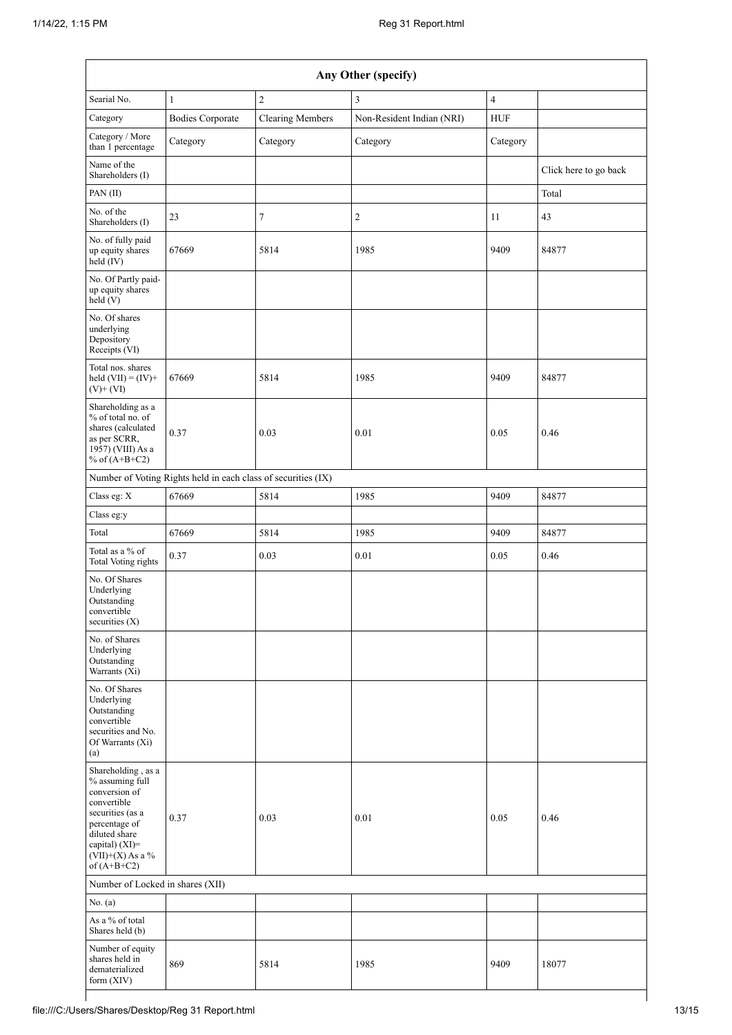| Any Other (specify) | | | | | |
|---|---|---|---|---|---|
| Searial No. | 1 | 2 | 3 | 4 | |
| Category | Bodies Corporate | Clearing Members | Non-Resident Indian (NRI) | HUF | |
| Category / More than 1 percentage | Category | Category | Category | Category | |
| Name of the Shareholders (I) | | | | | Click here to go back |
| PAN (II) | | | | | Total |
| No. of the Shareholders (I) | 23 | 7 | 2 | 11 | 43 |
| No. of fully paid up equity shares held (IV) | 67669 | 5814 | 1985 | 9409 | 84877 |
| No. Of Partly paid-up equity shares held (V) | | | | | |
| No. Of shares underlying Depository Receipts (VI) | | | | | |
| Total nos. shares held (VII) = (IV)+ (V)+ (VI) | 67669 | 5814 | 1985 | 9409 | 84877 |
| Shareholding as a % of total no. of shares (calculated as per SCRR, 1957) (VIII) As a % of (A+B+C2) | 0.37 | 0.03 | 0.01 | 0.05 | 0.46 |
| Number of Voting Rights held in each class of securities (IX) | | | | | |
| Class eg: X | 67669 | 5814 | 1985 | 9409 | 84877 |
| Class eg:y | | | | | |
| Total | 67669 | 5814 | 1985 | 9409 | 84877 |
| Total as a % of Total Voting rights | 0.37 | 0.03 | 0.01 | 0.05 | 0.46 |
| No. Of Shares Underlying Outstanding convertible securities (X) | | | | | |
| No. of Shares Underlying Outstanding Warrants (Xi) | | | | | |
| No. Of Shares Underlying Outstanding convertible securities and No. Of Warrants (Xi) (a) | | | | | |
| Shareholding , as a % assuming full conversion of convertible securities (as a percentage of diluted share capital) (XI)= (VII)+(X) As a % of (A+B+C2) | 0.37 | 0.03 | 0.01 | 0.05 | 0.46 |
| Number of Locked in shares (XII) | | | | | |
| No. (a) | | | | | |
| As a % of total Shares held (b) | | | | | |
| Number of equity shares held in dematerialized form (XIV) | 869 | 5814 | 1985 | 9409 | 18077 |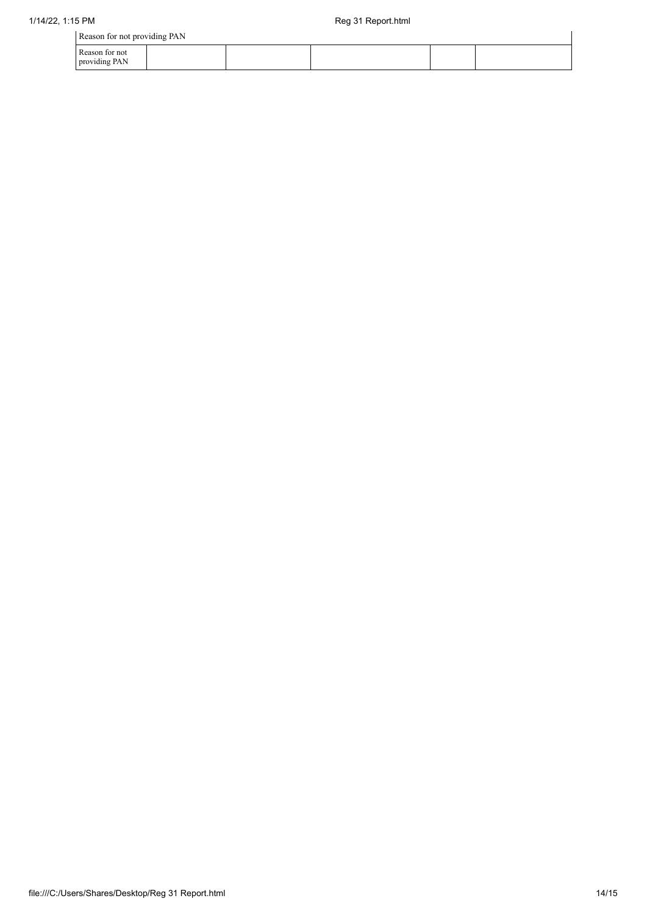| Reason for not providing PAN | | | | | |
|---|---|---|---|---|---|
| Reason for not providing PAN | | | | | |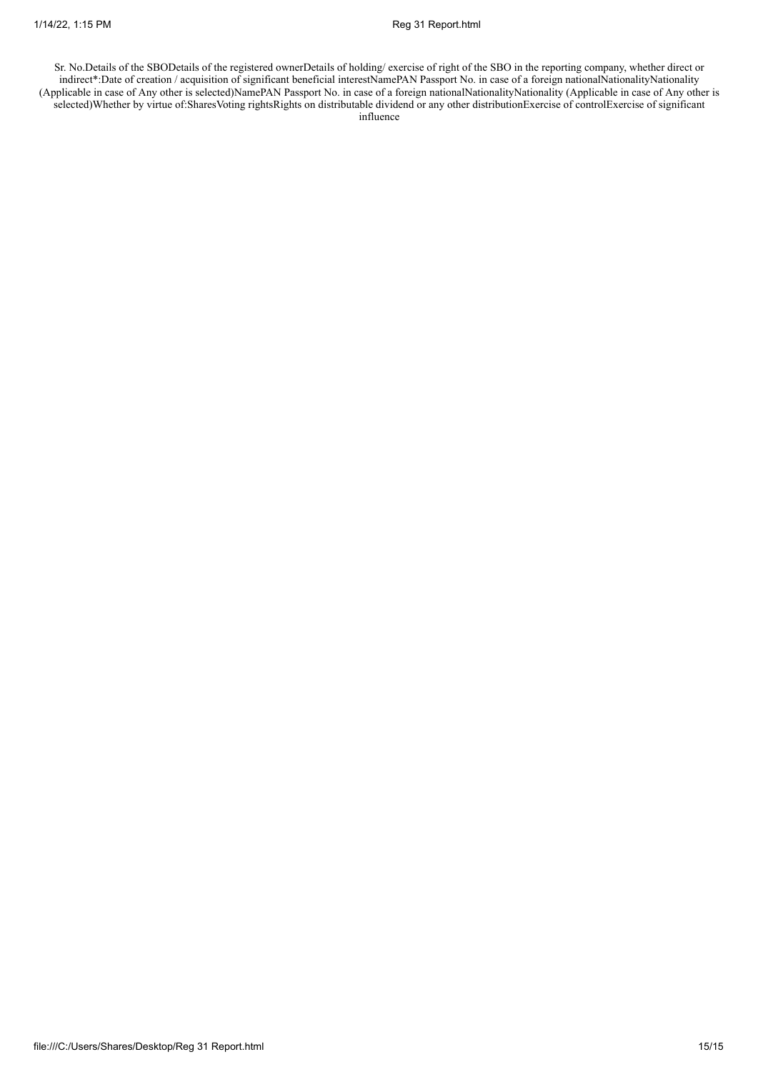Sr. No.Details of the SBODetails of the registered ownerDetails of holding/ exercise of right of the SBO in the reporting company, whether direct or indirect*:Date of creation / acquisition of significant beneficial interestNamePAN Passport No. in case of a foreign nationalNationalityNationality (Applicable in case of Any other is selected)NamePAN Passport No. in case of a foreign nationalNationalityNationality (Applicable in case of Any other is selected)Whether by virtue of:SharesVoting rightsRights on distributable dividend or any other distributionExercise of controlExercise of significant influence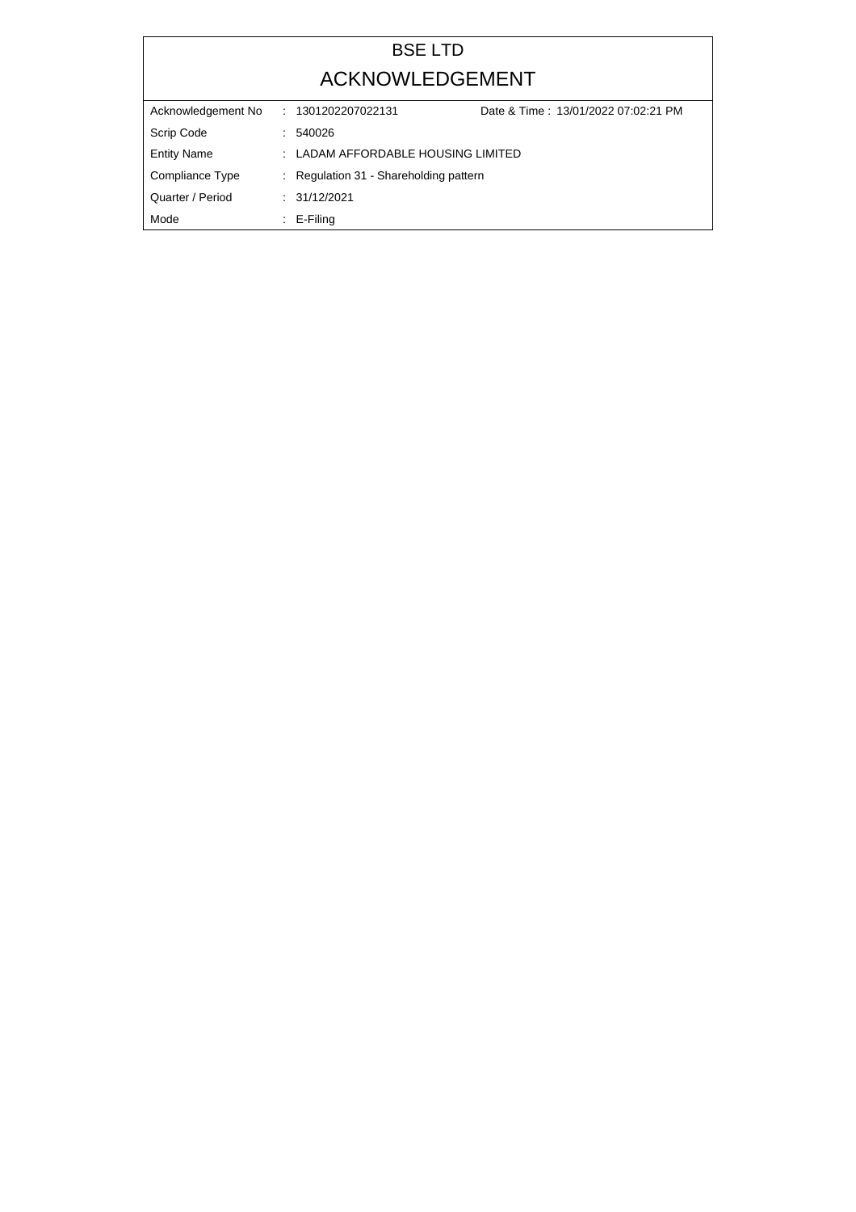# BSE LTD

## ACKNOWLEDGEMENT

| | | |
|---|---|---|
| Acknowledgement No | : 1301202207022131 | Date & Time : 13/01/2022 07:02:21 PM |
| Scrip Code | : 540026 | |
| Entity Name | : LADAM AFFORDABLE HOUSING LIMITED | |
| Compliance Type | : Regulation 31 - Shareholding pattern | |
| Quarter / Period | : 31/12/2021 | |
| Mode | : E-Filing | |